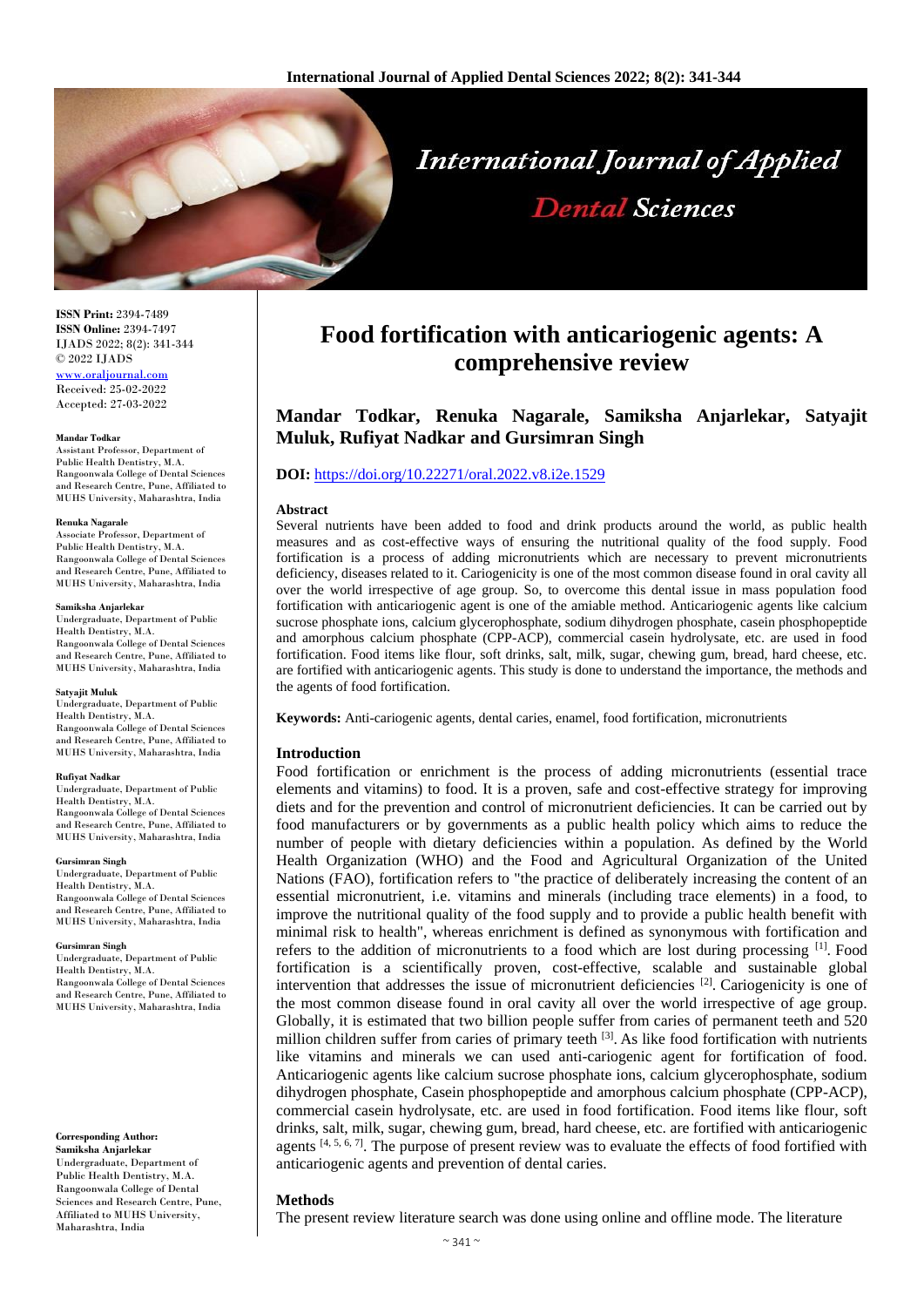**ISSN Print:** 2394-7489
**ISSN Online:** 2394-7497
IJADS 2022; 8(2): 341-344
© 2022 IJADS
www.oraljournal.com
Received: 25-02-2022
Accepted: 27-03-2022

**Mandar Todkar**
Assistant Professor, Department of Public Health Dentistry, M.A. Rangoonwala College of Dental Sciences and Research Centre, Pune, Affiliated to MUHS University, Maharashtra, India

**Renuka Nagarale**
Associate Professor, Department of Public Health Dentistry, M.A. Rangoonwala College of Dental Sciences and Research Centre, Pune, Affiliated to MUHS University, Maharashtra, India

**Samiksha Anjarlekar**
Undergraduate, Department of Public Health Dentistry, M.A. Rangoonwala College of Dental Sciences and Research Centre, Pune, Affiliated to MUHS University, Maharashtra, India

**Satyajit Muluk**
Undergraduate, Department of Public Health Dentistry, M.A. Rangoonwala College of Dental Sciences and Research Centre, Pune, Affiliated to MUHS University, Maharashtra, India

**Rufiyat Nadkar**
Undergraduate, Department of Public Health Dentistry, M.A. Rangoonwala College of Dental Sciences and Research Centre, Pune, Affiliated to MUHS University, Maharashtra, India

**Gursimran Singh**
Undergraduate, Department of Public Health Dentistry, M.A. Rangoonwala College of Dental Sciences and Research Centre, Pune, Affiliated to MUHS University, Maharashtra, India

**Gursimran Singh**
Undergraduate, Department of Public Health Dentistry, M.A. Rangoonwala College of Dental Sciences and Research Centre, Pune, Affiliated to MUHS University, Maharashtra, India

**Corresponding Author:**
**Samiksha Anjarlekar**
Undergraduate, Department of Public Health Dentistry, M.A. Rangoonwala College of Dental Sciences and Research Centre, Pune, Affiliated to MUHS University, Maharashtra, India

# Food fortification with anticariogenic agents: A comprehensive review

**Mandar Todkar, Renuka Nagarale, Samiksha Anjarlekar, Satyajit Muluk, Rufiyat Nadkar and Gursimran Singh**

**DOI:** https://doi.org/10.22271/oral.2022.v8.i2e.1529

## Abstract

Several nutrients have been added to food and drink products around the world, as public health measures and as cost-effective ways of ensuring the nutritional quality of the food supply. Food fortification is a process of adding micronutrients which are necessary to prevent micronutrients deficiency, diseases related to it. Cariogenicity is one of the most common disease found in oral cavity all over the world irrespective of age group. So, to overcome this dental issue in mass population food fortification with anticariogenic agent is one of the amiable method. Anticariogenic agents like calcium sucrose phosphate ions, calcium glycerophosphate, sodium dihydrogen phosphate, casein phosphopeptide and amorphous calcium phosphate (CPP-ACP), commercial casein hydrolysate, etc. are used in food fortification. Food items like flour, soft drinks, salt, milk, sugar, chewing gum, bread, hard cheese, etc. are fortified with anticariogenic agents. This study is done to understand the importance, the methods and the agents of food fortification.

**Keywords:** Anti-cariogenic agents, dental caries, enamel, food fortification, micronutrients

## Introduction

Food fortification or enrichment is the process of adding micronutrients (essential trace elements and vitamins) to food. It is a proven, safe and cost-effective strategy for improving diets and for the prevention and control of micronutrient deficiencies. It can be carried out by food manufacturers or by governments as a public health policy which aims to reduce the number of people with dietary deficiencies within a population. As defined by the World Health Organization (WHO) and the Food and Agricultural Organization of the United Nations (FAO), fortification refers to "the practice of deliberately increasing the content of an essential micronutrient, i.e. vitamins and minerals (including trace elements) in a food, to improve the nutritional quality of the food supply and to provide a public health benefit with minimal risk to health", whereas enrichment is defined as synonymous with fortification and refers to the addition of micronutrients to a food which are lost during processing [1]. Food fortification is a scientifically proven, cost-effective, scalable and sustainable global intervention that addresses the issue of micronutrient deficiencies [2]. Cariogenicity is one of the most common disease found in oral cavity all over the world irrespective of age group. Globally, it is estimated that two billion people suffer from caries of permanent teeth and 520 million children suffer from caries of primary teeth [3]. As like food fortification with nutrients like vitamins and minerals we can used anti-cariogenic agent for fortification of food. Anticariogenic agents like calcium sucrose phosphate ions, calcium glycerophosphate, sodium dihydrogen phosphate, Casein phosphopeptide and amorphous calcium phosphate (CPP-ACP), commercial casein hydrolysate, etc. are used in food fortification. Food items like flour, soft drinks, salt, milk, sugar, chewing gum, bread, hard cheese, etc. are fortified with anticariogenic agents [4, 5, 6, 7]. The purpose of present review was to evaluate the effects of food fortified with anticariogenic agents and prevention of dental caries.

## Methods

The present review literature search was done using online and offline mode. The literature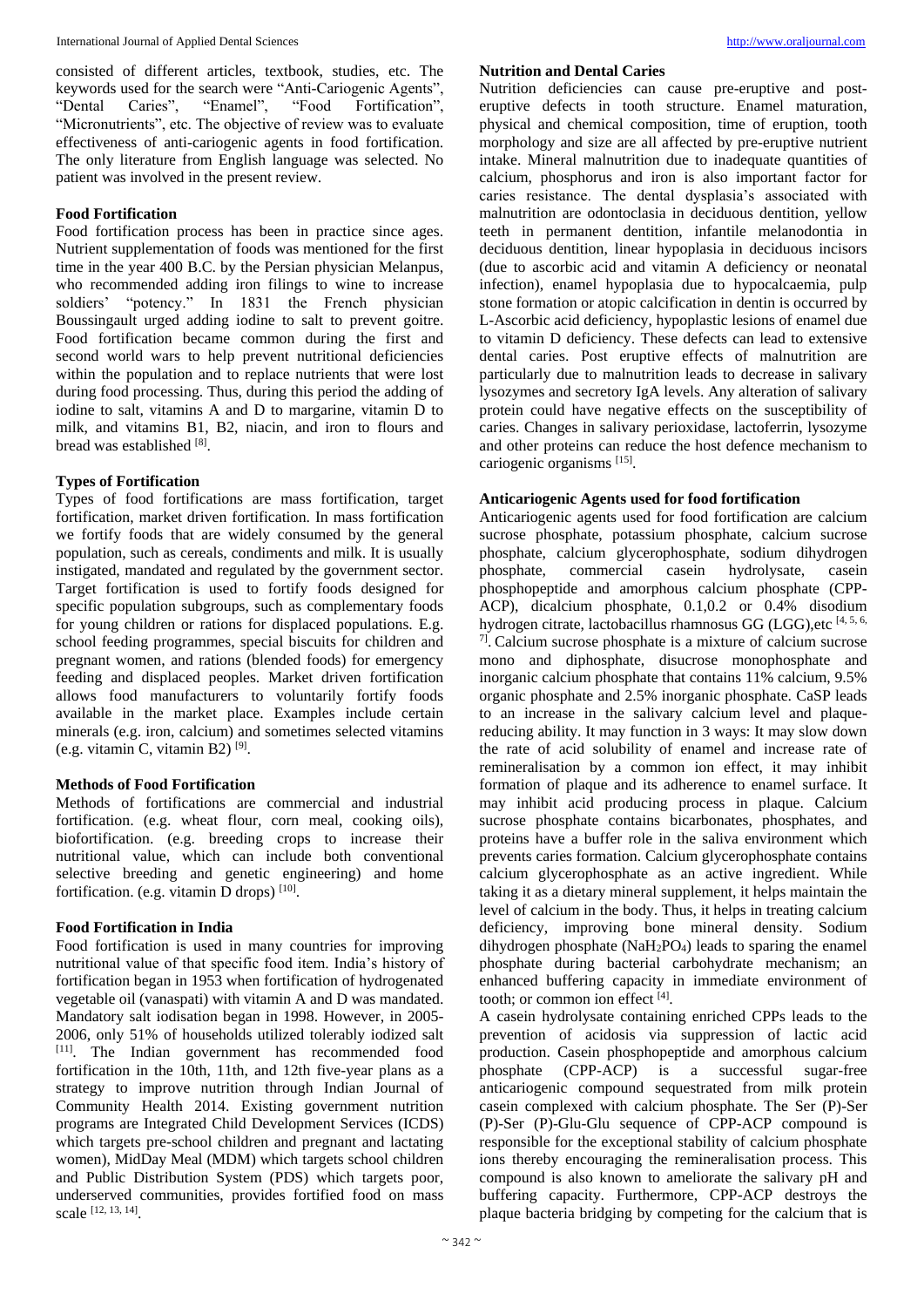consisted of different articles, textbook, studies, etc. The keywords used for the search were "Anti-Cariogenic Agents", "Dental Caries", "Enamel", "Food Fortification", "Micronutrients", etc. The objective of review was to evaluate effectiveness of anti-cariogenic agents in food fortification. The only literature from English language was selected. No patient was involved in the present review.

### Food Fortification

Food fortification process has been in practice since ages. Nutrient supplementation of foods was mentioned for the first time in the year 400 B.C. by the Persian physician Melanpus, who recommended adding iron filings to wine to increase soldiers' "potency." In 1831 the French physician Boussingault urged adding iodine to salt to prevent goitre. Food fortification became common during the first and second world wars to help prevent nutritional deficiencies within the population and to replace nutrients that were lost during food processing. Thus, during this period the adding of iodine to salt, vitamins A and D to margarine, vitamin D to milk, and vitamins B1, B2, niacin, and iron to flours and bread was established [8].

### Types of Fortification

Types of food fortifications are mass fortification, target fortification, market driven fortification. In mass fortification we fortify foods that are widely consumed by the general population, such as cereals, condiments and milk. It is usually instigated, mandated and regulated by the government sector. Target fortification is used to fortify foods designed for specific population subgroups, such as complementary foods for young children or rations for displaced populations. E.g. school feeding programmes, special biscuits for children and pregnant women, and rations (blended foods) for emergency feeding and displaced peoples. Market driven fortification allows food manufacturers to voluntarily fortify foods available in the market place. Examples include certain minerals (e.g. iron, calcium) and sometimes selected vitamins (e.g. vitamin C, vitamin B2) [9].

### Methods of Food Fortification

Methods of fortifications are commercial and industrial fortification. (e.g. wheat flour, corn meal, cooking oils), biofortification. (e.g. breeding crops to increase their nutritional value, which can include both conventional selective breeding and genetic engineering) and home fortification. (e.g. vitamin D drops) [10].

### Food Fortification in India

Food fortification is used in many countries for improving nutritional value of that specific food item. India's history of fortification began in 1953 when fortification of hydrogenated vegetable oil (vanaspati) with vitamin A and D was mandated. Mandatory salt iodisation began in 1998. However, in 2005-2006, only 51% of households utilized tolerably iodized salt [11]. The Indian government has recommended food fortification in the 10th, 11th, and 12th five-year plans as a strategy to improve nutrition through Indian Journal of Community Health 2014. Existing government nutrition programs are Integrated Child Development Services (ICDS) which targets pre-school children and pregnant and lactating women), MidDay Meal (MDM) which targets school children and Public Distribution System (PDS) which targets poor, underserved communities, provides fortified food on mass scale [12, 13, 14].

### Nutrition and Dental Caries

Nutrition deficiencies can cause pre-eruptive and post-eruptive defects in tooth structure. Enamel maturation, physical and chemical composition, time of eruption, tooth morphology and size are all affected by pre-eruptive nutrient intake. Mineral malnutrition due to inadequate quantities of calcium, phosphorus and iron is also important factor for caries resistance. The dental dysplasia's associated with malnutrition are odontoclasia in deciduous dentition, yellow teeth in permanent dentition, infantile melanodontia in deciduous dentition, linear hypoplasia in deciduous incisors (due to ascorbic acid and vitamin A deficiency or neonatal infection), enamel hypoplasia due to hypocalcaemia, pulp stone formation or atopic calcification in dentin is occurred by L-Ascorbic acid deficiency, hypoplastic lesions of enamel due to vitamin D deficiency. These defects can lead to extensive dental caries. Post eruptive effects of malnutrition are particularly due to malnutrition leads to decrease in salivary lysozymes and secretory IgA levels. Any alteration of salivary protein could have negative effects on the susceptibility of caries. Changes in salivary perioxidase, lactoferrin, lysozyme and other proteins can reduce the host defence mechanism to cariogenic organisms [15].

### Anticariogenic Agents used for food fortification

Anticariogenic agents used for food fortification are calcium sucrose phosphate, potassium phosphate, calcium sucrose phosphate, calcium glycerophosphate, sodium dihydrogen phosphate, commercial casein hydrolysate, casein phosphopeptide and amorphous calcium phosphate (CPP-ACP), dicalcium phosphate, 0.1,0.2 or 0.4% disodium hydrogen citrate, lactobacillus rhamnosus GG (LGG),etc [4, 5, 6, 7]. Calcium sucrose phosphate is a mixture of calcium sucrose mono and diphosphate, disucrose monophosphate and inorganic calcium phosphate that contains 11% calcium, 9.5% organic phosphate and 2.5% inorganic phosphate. CaSP leads to an increase in the salivary calcium level and plaque-reducing ability. It may function in 3 ways: It may slow down the rate of acid solubility of enamel and increase rate of remineralisation by a common ion effect, it may inhibit formation of plaque and its adherence to enamel surface. It may inhibit acid producing process in plaque. Calcium sucrose phosphate contains bicarbonates, phosphates, and proteins have a buffer role in the saliva environment which prevents caries formation. Calcium glycerophosphate contains calcium glycerophosphate as an active ingredient. While taking it as a dietary mineral supplement, it helps maintain the level of calcium in the body. Thus, it helps in treating calcium deficiency, improving bone mineral density. Sodium dihydrogen phosphate ($NaH_2PO_4$) leads to sparing the enamel phosphate during bacterial carbohydrate mechanism; an enhanced buffering capacity in immediate environment of tooth; or common ion effect [4].

A casein hydrolysate containing enriched CPPs leads to the prevention of acidosis via suppression of lactic acid production. Casein phosphopeptide and amorphous calcium phosphate (CPP-ACP) is a successful sugar-free anticariogenic compound sequestrated from milk protein casein complexed with calcium phosphate. The Ser (P)-Ser (P)-Ser (P)-Glu-Glu sequence of CPP-ACP compound is responsible for the exceptional stability of calcium phosphate ions thereby encouraging the remineralisation process. This compound is also known to ameliorate the salivary pH and buffering capacity. Furthermore, CPP-ACP destroys the plaque bacteria bridging by competing for the calcium that is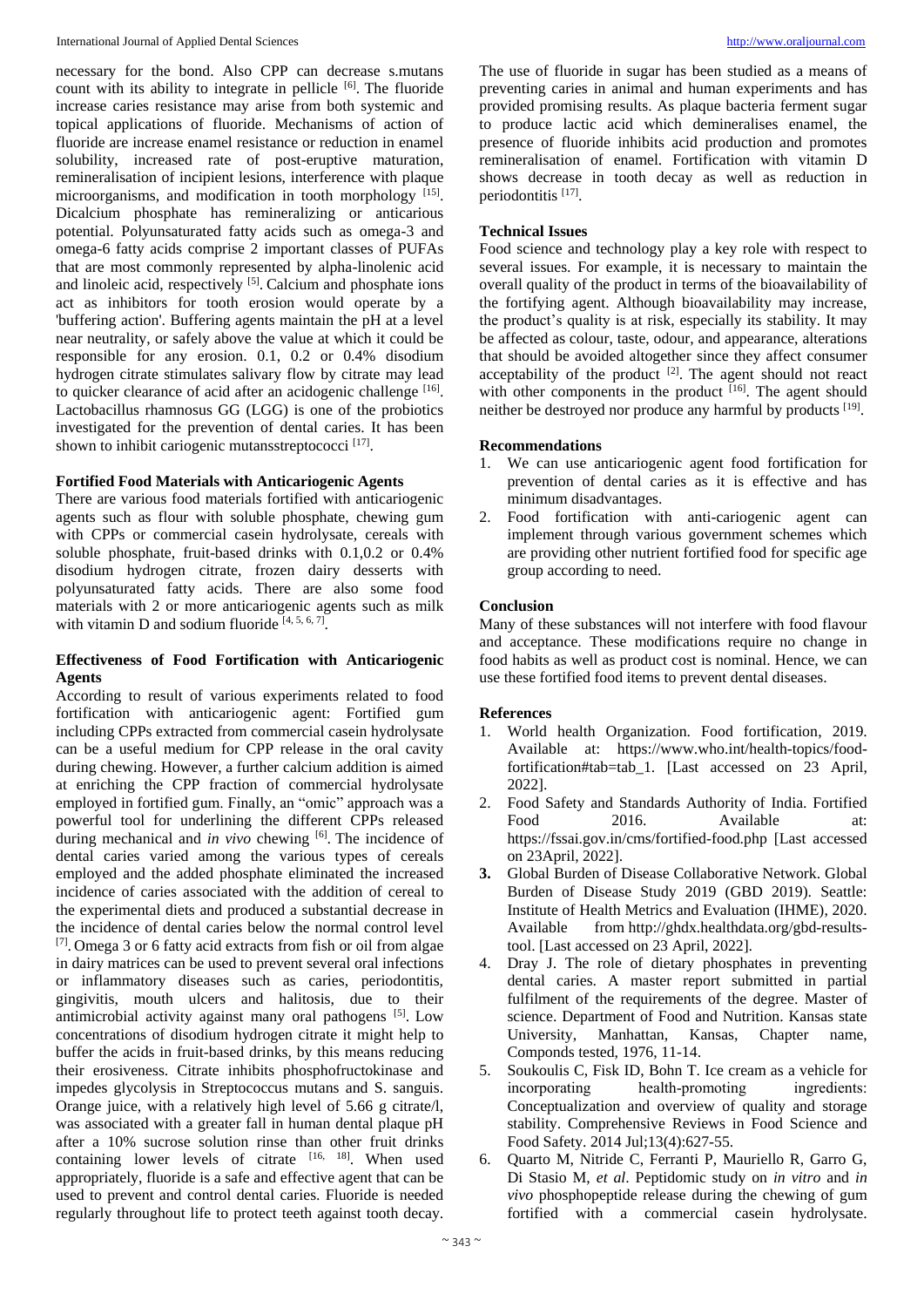necessary for the bond. Also CPP can decrease s.mutans count with its ability to integrate in pellicle [6]. The fluoride increase caries resistance may arise from both systemic and topical applications of fluoride. Mechanisms of action of fluoride are increase enamel resistance or reduction in enamel solubility, increased rate of post-eruptive maturation, remineralisation of incipient lesions, interference with plaque microorganisms, and modification in tooth morphology [15]. Dicalcium phosphate has remineralizing or anticarious potential. Polyunsaturated fatty acids such as omega-3 and omega-6 fatty acids comprise 2 important classes of PUFAs that are most commonly represented by alpha-linolenic acid and linoleic acid, respectively [5]. Calcium and phosphate ions act as inhibitors for tooth erosion would operate by a 'buffering action'. Buffering agents maintain the pH at a level near neutrality, or safely above the value at which it could be responsible for any erosion. 0.1, 0.2 or 0.4% disodium hydrogen citrate stimulates salivary flow by citrate may lead to quicker clearance of acid after an acidogenic challenge [16]. Lactobacillus rhamnosus GG (LGG) is one of the probiotics investigated for the prevention of dental caries. It has been shown to inhibit cariogenic mutansstreptococci [17].

### Fortified Food Materials with Anticariogenic Agents

There are various food materials fortified with anticariogenic agents such as flour with soluble phosphate, chewing gum with CPPs or commercial casein hydrolysate, cereals with soluble phosphate, fruit-based drinks with 0.1,0.2 or 0.4% disodium hydrogen citrate, frozen dairy desserts with polyunsaturated fatty acids. There are also some food materials with 2 or more anticariogenic agents such as milk with vitamin D and sodium fluoride [4, 5, 6, 7].

### Effectiveness of Food Fortification with Anticariogenic Agents

According to result of various experiments related to food fortification with anticariogenic agent: Fortified gum including CPPs extracted from commercial casein hydrolysate can be a useful medium for CPP release in the oral cavity during chewing. However, a further calcium addition is aimed at enriching the CPP fraction of commercial hydrolysate employed in fortified gum. Finally, an "omic" approach was a powerful tool for underlining the different CPPs released during mechanical and *in vivo* chewing [6]. The incidence of dental caries varied among the various types of cereals employed and the added phosphate eliminated the increased incidence of caries associated with the addition of cereal to the experimental diets and produced a substantial decrease in the incidence of dental caries below the normal control level [7]. Omega 3 or 6 fatty acid extracts from fish or oil from algae in dairy matrices can be used to prevent several oral infections or inflammatory diseases such as caries, periodontitis, gingivitis, mouth ulcers and halitosis, due to their antimicrobial activity against many oral pathogens [5]. Low concentrations of disodium hydrogen citrate it might help to buffer the acids in fruit-based drinks, by this means reducing their erosiveness. Citrate inhibits phosphofructokinase and impedes glycolysis in Streptococcus mutans and S. sanguis. Orange juice, with a relatively high level of 5.66 g citrate/l, was associated with a greater fall in human dental plaque pH after a 10% sucrose solution rinse than other fruit drinks containing lower levels of citrate [16, 18]. When used appropriately, fluoride is a safe and effective agent that can be used to prevent and control dental caries. Fluoride is needed regularly throughout life to protect teeth against tooth decay. The use of fluoride in sugar has been studied as a means of preventing caries in animal and human experiments and has provided promising results. As plaque bacteria ferment sugar to produce lactic acid which demineralises enamel, the presence of fluoride inhibits acid production and promotes remineralisation of enamel. Fortification with vitamin D shows decrease in tooth decay as well as reduction in periodontitis [17].

### Technical Issues

Food science and technology play a key role with respect to several issues. For example, it is necessary to maintain the overall quality of the product in terms of the bioavailability of the fortifying agent. Although bioavailability may increase, the product's quality is at risk, especially its stability. It may be affected as colour, taste, odour, and appearance, alterations that should be avoided altogether since they affect consumer acceptability of the product [2]. The agent should not react with other components in the product [16]. The agent should neither be destroyed nor produce any harmful by products [19].

### Recommendations

1. We can use anticariogenic agent food fortification for prevention of dental caries as it is effective and has minimum disadvantages.
2. Food fortification with anti-cariogenic agent can implement through various government schemes which are providing other nutrient fortified food for specific age group according to need.

### Conclusion

Many of these substances will not interfere with food flavour and acceptance. These modifications require no change in food habits as well as product cost is nominal. Hence, we can use these fortified food items to prevent dental diseases.

### References

1. World health Organization. Food fortification, 2019. Available at: https://www.who.int/health-topics/food-fortification#tab=tab_1. [Last accessed on 23 April, 2022].
2. Food Safety and Standards Authority of India. Fortified Food 2016. Available at: https://fssai.gov.in/cms/fortified-food.php [Last accessed on 23April, 2022].
3. Global Burden of Disease Collaborative Network. Global Burden of Disease Study 2019 (GBD 2019). Seattle: Institute of Health Metrics and Evaluation (IHME), 2020. Available from http://ghdx.healthdata.org/gbd-results-tool. [Last accessed on 23 April, 2022].
4. Dray J. The role of dietary phosphates in preventing dental caries. A master report submitted in partial fulfilment of the requirements of the degree. Master of science. Department of Food and Nutrition. Kansas state University, Manhattan, Kansas, Chapter name, Componds tested, 1976, 11-14.
5. Soukoulis C, Fisk ID, Bohn T. Ice cream as a vehicle for incorporating health-promoting ingredients: Conceptualization and overview of quality and storage stability. Comprehensive Reviews in Food Science and Food Safety. 2014 Jul;13(4):627-55.
6. Quarto M, Nitride C, Ferranti P, Mauriello R, Garro G, Di Stasio M, *et al*. Peptidomic study on *in vitro* and *in vivo* phosphopeptide release during the chewing of gum fortified with a commercial casein hydrolysate.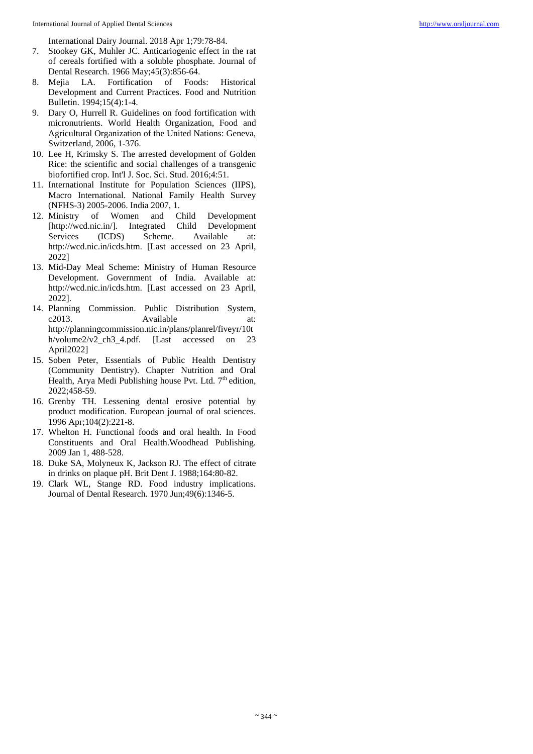International Dairy Journal. 2018 Apr 1;79:78-84.

7. Stookey GK, Muhler JC. Anticariogenic effect in the rat of cereals fortified with a soluble phosphate. Journal of Dental Research. 1966 May;45(3):856-64.
8. Mejia LA. Fortification of Foods: Historical Development and Current Practices. Food and Nutrition Bulletin. 1994;15(4):1-4.
9. Dary O, Hurrell R. Guidelines on food fortification with micronutrients. World Health Organization, Food and Agricultural Organization of the United Nations: Geneva, Switzerland, 2006, 1-376.
10. Lee H, Krimsky S. The arrested development of Golden Rice: the scientific and social challenges of a transgenic biofortified crop. Int'l J. Soc. Sci. Stud. 2016;4:51.
11. International Institute for Population Sciences (IIPS), Macro International. National Family Health Survey (NFHS-3) 2005-2006. India 2007, 1.
12. Ministry of Women and Child Development [http://wcd.nic.in/]. Integrated Child Development Services (ICDS) Scheme. Available at: http://wcd.nic.in/icds.htm. [Last accessed on 23 April, 2022]
13. Mid-Day Meal Scheme: Ministry of Human Resource Development. Government of India. Available at: http://wcd.nic.in/icds.htm. [Last accessed on 23 April, 2022].
14. Planning Commission. Public Distribution System, c2013. Available at: http://planningcommission.nic.in/plans/planrel/fiveyr/10th/volume2/v2_ch3_4.pdf. [Last accessed on 23 April2022]
15. Soben Peter, Essentials of Public Health Dentistry (Community Dentistry). Chapter Nutrition and Oral Health, Arya Medi Publishing house Pvt. Ltd. 7th edition, 2022;458-59.
16. Grenby TH. Lessening dental erosive potential by product modification. European journal of oral sciences. 1996 Apr;104(2):221-8.
17. Whelton H. Functional foods and oral health. In Food Constituents and Oral Health.Woodhead Publishing. 2009 Jan 1, 488-528.
18. Duke SA, Molyneux K, Jackson RJ. The effect of citrate in drinks on plaque pH. Brit Dent J. 1988;164:80-82.
19. Clark WL, Stange RD. Food industry implications. Journal of Dental Research. 1970 Jun;49(6):1346-5.